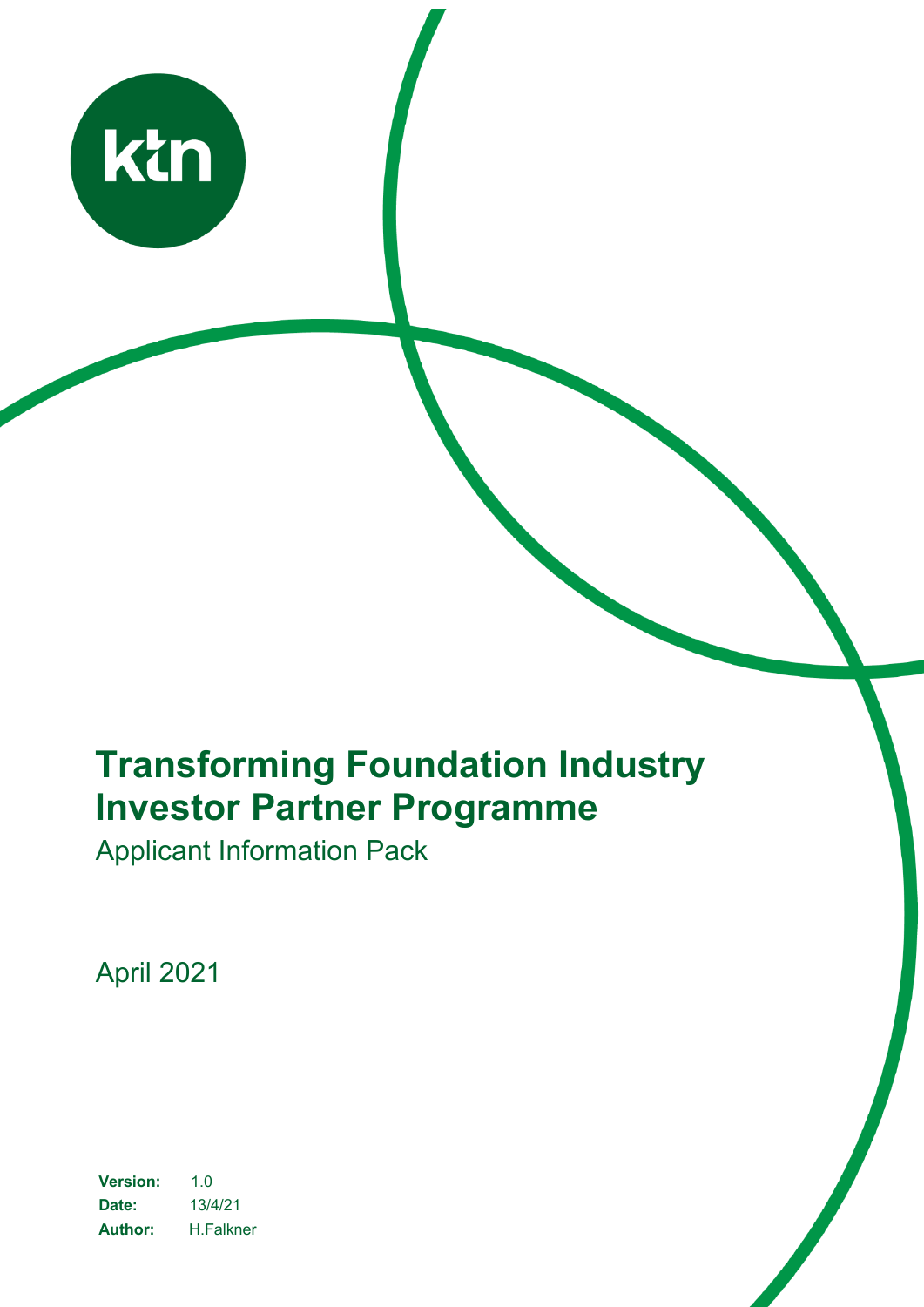ktn

# Transforming Foundation Industry Investor Partner Programme

Applicant Information Pack

April 2021

| | |
|---|---|
| **Version:** | 1.0 |
| **Date:** | 13/4/21 |
| **Author:** | H.Falkner |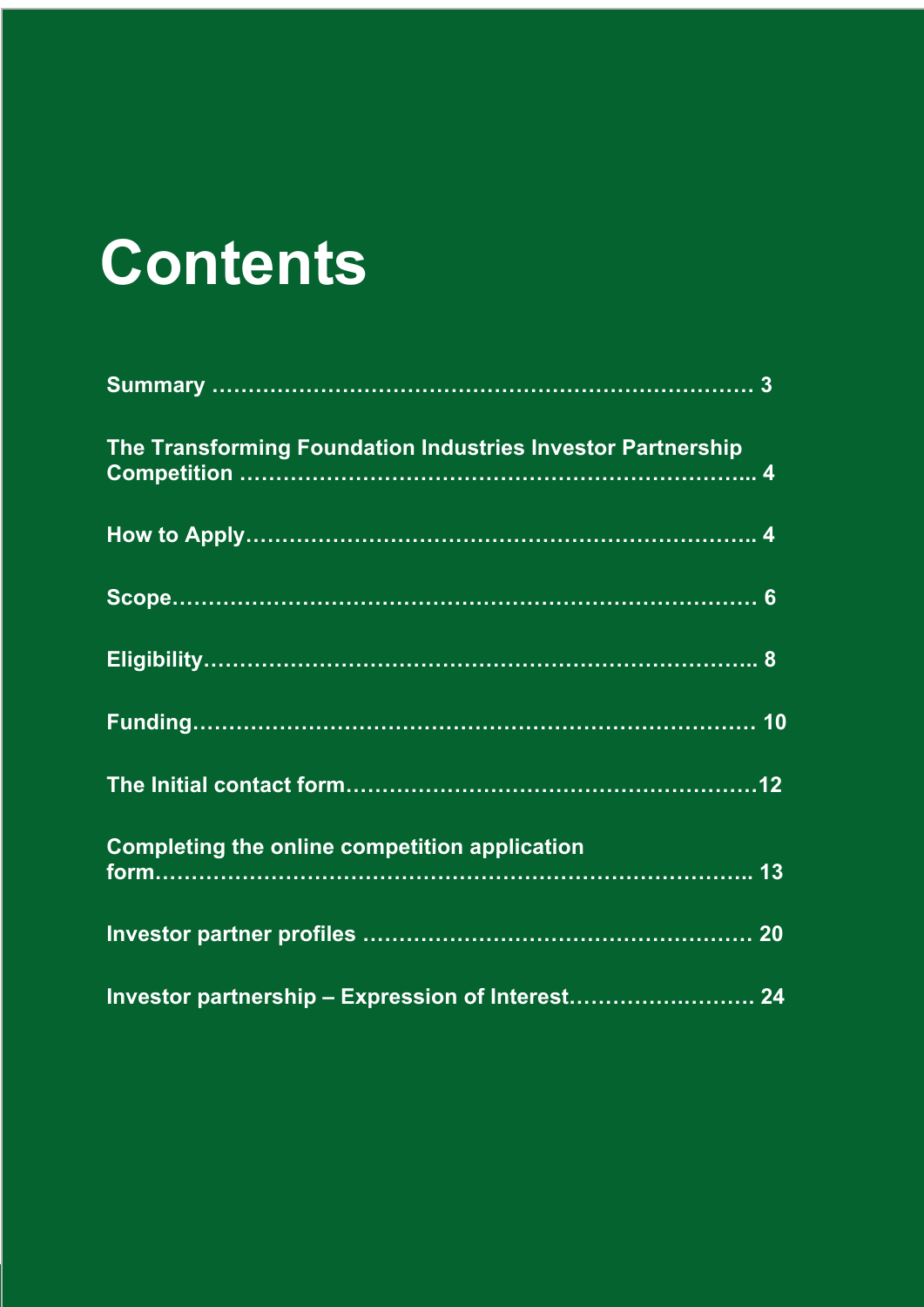# Contents

**Summary ……………………………………………………………… 3**

**The Transforming Foundation Industries Investor Partnership Competition ………………………………………………………….. 4**

**How to Apply……………………………………………………….. 4**

**Scope………………………………………………………………… 6**

**Eligibility…………………………………………………………….. 8**

**Funding……………………………………………………………… 10**

**The Initial contact form…………………………………………………12**

**Completing the online competition application form……………………………………………………………….. 13**

**Investor partner profiles ……………………………………………… 20**

**Investor partnership – Expression of Interest……………………… 24**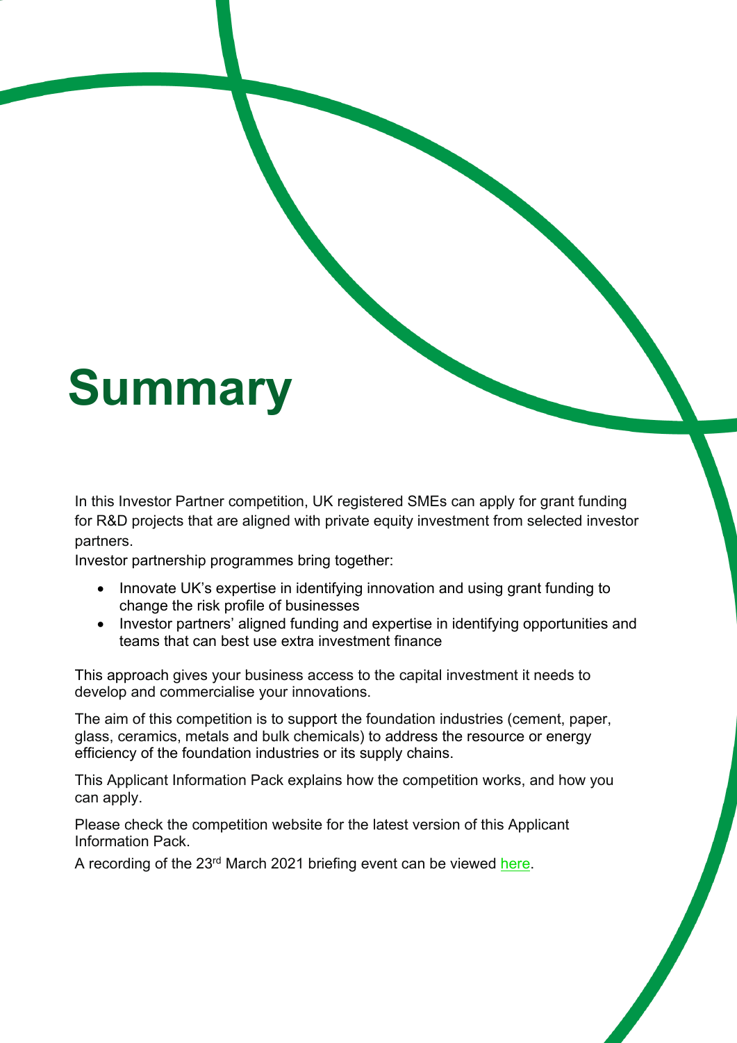# Summary

In this Investor Partner competition, UK registered SMEs can apply for grant funding for R&D projects that are aligned with private equity investment from selected investor partners.

Investor partnership programmes bring together:

- Innovate UK's expertise in identifying innovation and using grant funding to change the risk profile of businesses
- Investor partners' aligned funding and expertise in identifying opportunities and teams that can best use extra investment finance

This approach gives your business access to the capital investment it needs to develop and commercialise your innovations.

The aim of this competition is to support the foundation industries (cement, paper, glass, ceramics, metals and bulk chemicals) to address the resource or energy efficiency of the foundation industries or its supply chains.

This Applicant Information Pack explains how the competition works, and how you can apply.

Please check the competition website for the latest version of this Applicant Information Pack.

A recording of the 23rd March 2021 briefing event can be viewed here.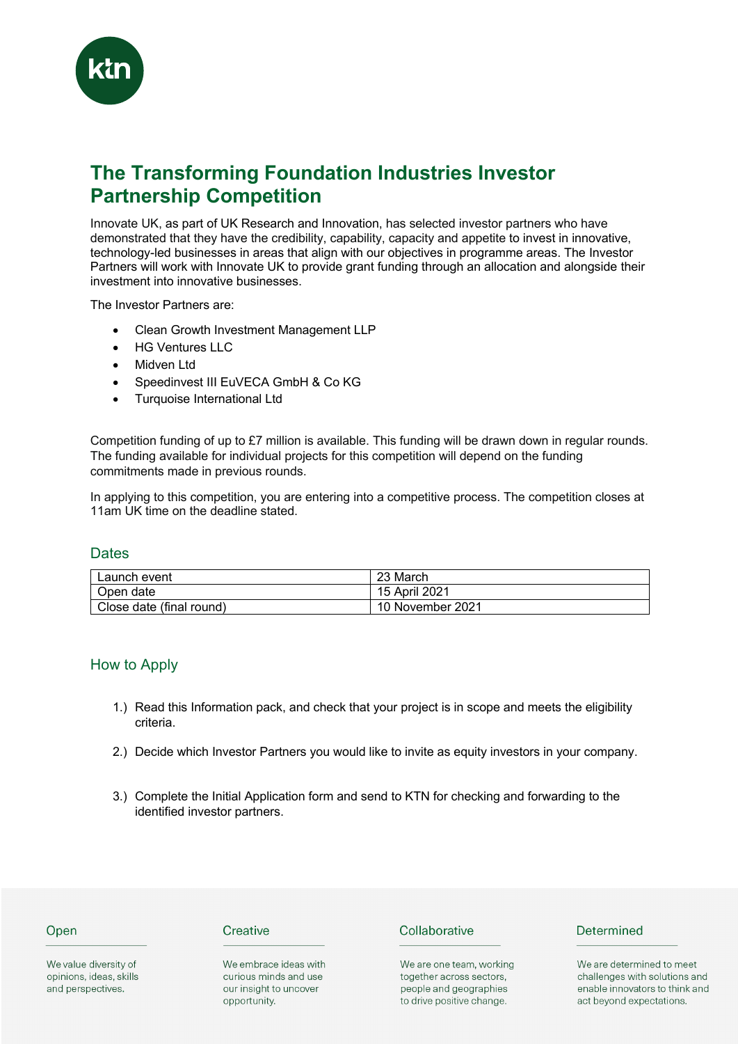# The Transforming Foundation Industries Investor Partnership Competition

Innovate UK, as part of UK Research and Innovation, has selected investor partners who have demonstrated that they have the credibility, capability, capacity and appetite to invest in innovative, technology-led businesses in areas that align with our objectives in programme areas. The Investor Partners will work with Innovate UK to provide grant funding through an allocation and alongside their investment into innovative businesses.

The Investor Partners are:

- Clean Growth Investment Management LLP
- HG Ventures LLC
- Midven Ltd
- Speedinvest III EuVECA GmbH & Co KG
- Turquoise International Ltd

Competition funding of up to £7 million is available. This funding will be drawn down in regular rounds. The funding available for individual projects for this competition will depend on the funding commitments made in previous rounds.

In applying to this competition, you are entering into a competitive process. The competition closes at 11am UK time on the deadline stated.

## Dates

| Launch event | 23 March |
|---|---|
| Open date | 15 April 2021 |
| Close date (final round) | 10 November 2021 |

## How to Apply

1.) Read this Information pack, and check that your project is in scope and meets the eligibility criteria.

2.) Decide which Investor Partners you would like to invite as equity investors in your company.

3.) Complete the Initial Application form and send to KTN for checking and forwarding to the identified investor partners.

Open

We value diversity of opinions, ideas, skills and perspectives.

Creative

We embrace ideas with curious minds and use our insight to uncover opportunity.

Collaborative

We are one team, working together across sectors, people and geographies to drive positive change.

Determined

We are determined to meet challenges with solutions and enable innovators to think and act beyond expectations.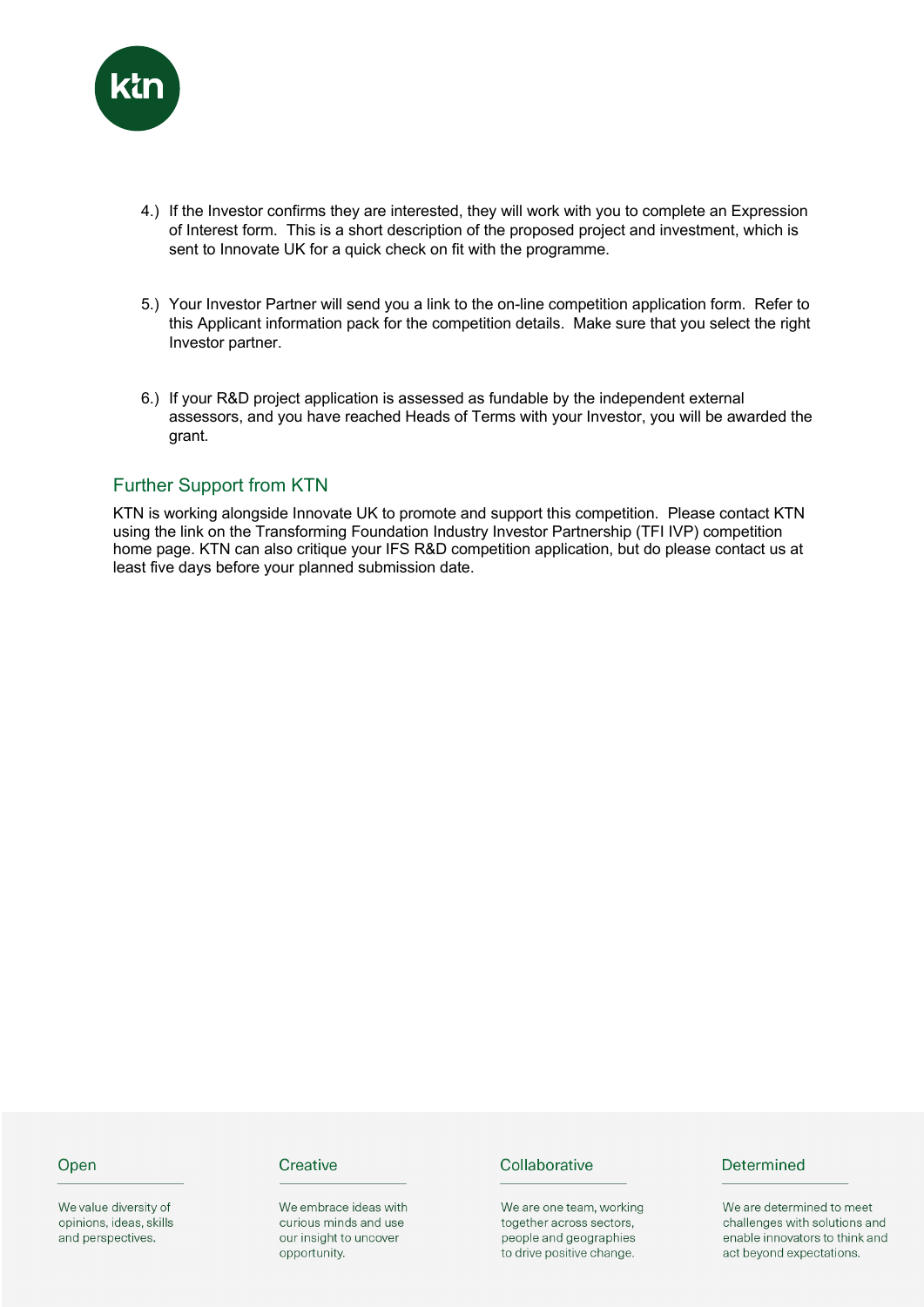4.) If the Investor confirms they are interested, they will work with you to complete an Expression of Interest form. This is a short description of the proposed project and investment, which is sent to Innovate UK for a quick check on fit with the programme.

5.) Your Investor Partner will send you a link to the on-line competition application form. Refer to this Applicant information pack for the competition details. Make sure that you select the right Investor partner.

6.) If your R&D project application is assessed as fundable by the independent external assessors, and you have reached Heads of Terms with your Investor, you will be awarded the grant.

## Further Support from KTN

KTN is working alongside Innovate UK to promote and support this competition. Please contact KTN using the link on the Transforming Foundation Industry Investor Partnership (TFI IVP) competition home page. KTN can also critique your IFS R&D competition application, but do please contact us at least five days before your planned submission date.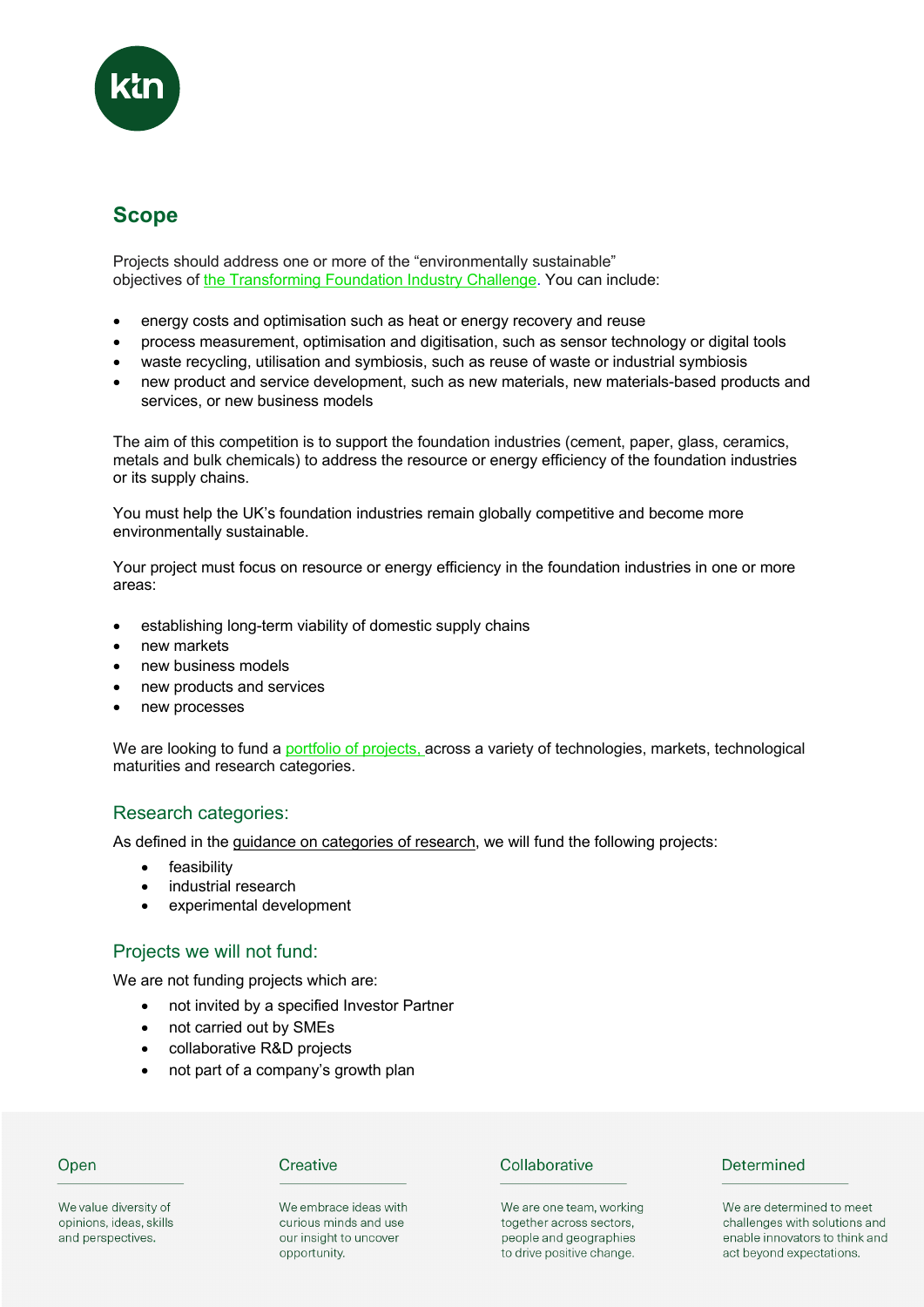## Scope

Projects should address one or more of the "environmentally sustainable" objectives of the Transforming Foundation Industry Challenge. You can include:

- energy costs and optimisation such as heat or energy recovery and reuse
- process measurement, optimisation and digitisation, such as sensor technology or digital tools
- waste recycling, utilisation and symbiosis, such as reuse of waste or industrial symbiosis
- new product and service development, such as new materials, new materials-based products and services, or new business models

The aim of this competition is to support the foundation industries (cement, paper, glass, ceramics, metals and bulk chemicals) to address the resource or energy efficiency of the foundation industries or its supply chains.

You must help the UK's foundation industries remain globally competitive and become more environmentally sustainable.

Your project must focus on resource or energy efficiency in the foundation industries in one or more areas:

- establishing long-term viability of domestic supply chains
- new markets
- new business models
- new products and services
- new processes

We are looking to fund a portfolio of projects, across a variety of technologies, markets, technological maturities and research categories.

### Research categories:

As defined in the guidance on categories of research, we will fund the following projects:

- feasibility
- industrial research
- experimental development

### Projects we will not fund:

We are not funding projects which are:

- not invited by a specified Investor Partner
- not carried out by SMEs
- collaborative R&D projects
- not part of a company's growth plan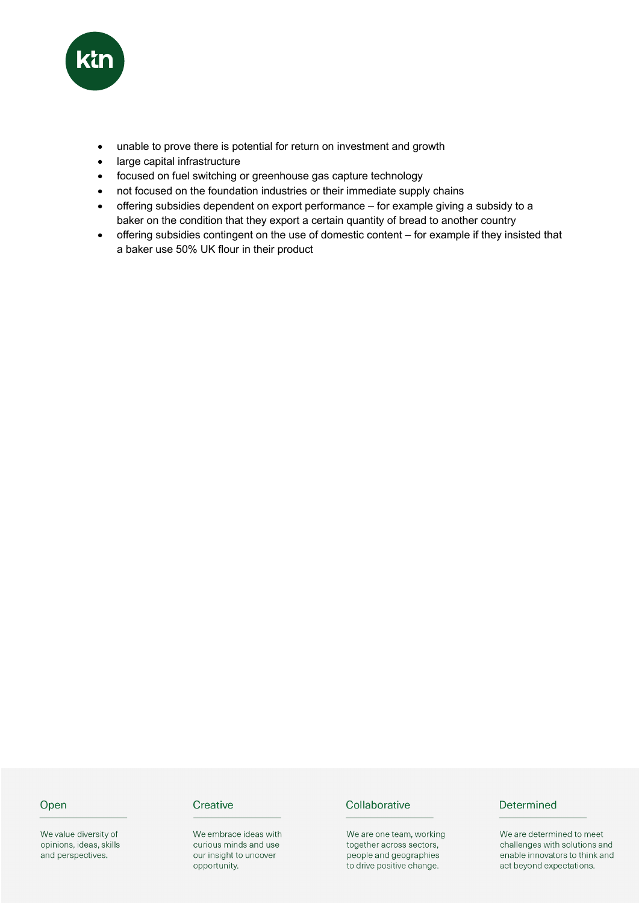- unable to prove there is potential for return on investment and growth
- large capital infrastructure
- focused on fuel switching or greenhouse gas capture technology
- not focused on the foundation industries or their immediate supply chains
- offering subsidies dependent on export performance – for example giving a subsidy to a baker on the condition that they export a certain quantity of bread to another country
- offering subsidies contingent on the use of domestic content – for example if they insisted that a baker use 50% UK flour in their product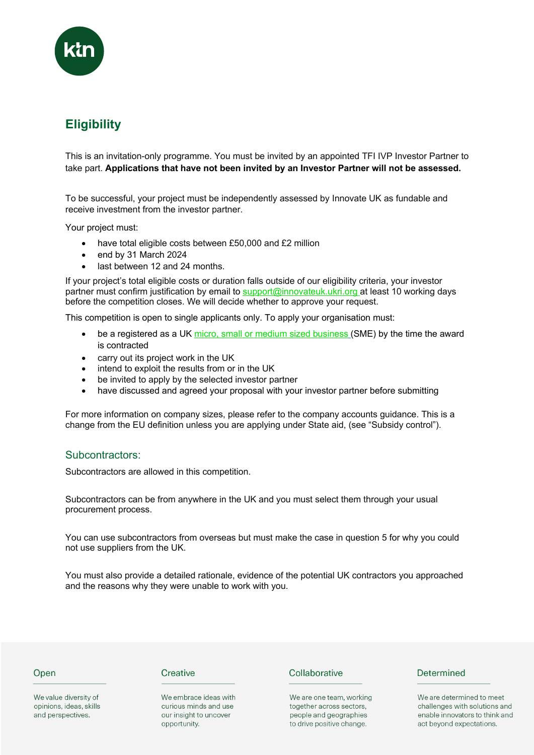## Eligibility

This is an invitation-only programme. You must be invited by an appointed TFI IVP Investor Partner to take part. **Applications that have not been invited by an Investor Partner will not be assessed.**

To be successful, your project must be independently assessed by Innovate UK as fundable and receive investment from the investor partner.

Your project must:

- have total eligible costs between £50,000 and £2 million
- end by 31 March 2024
- last between 12 and 24 months.

If your project's total eligible costs or duration falls outside of our eligibility criteria, your investor partner must confirm justification by email to support@innovateuk.ukri.org at least 10 working days before the competition closes. We will decide whether to approve your request.

This competition is open to single applicants only. To apply your organisation must:

- be a registered as a UK micro, small or medium sized business (SME) by the time the award is contracted
- carry out its project work in the UK
- intend to exploit the results from or in the UK
- be invited to apply by the selected investor partner
- have discussed and agreed your proposal with your investor partner before submitting

For more information on company sizes, please refer to the company accounts guidance. This is a change from the EU definition unless you are applying under State aid, (see "Subsidy control").

### Subcontractors:

Subcontractors are allowed in this competition.

Subcontractors can be from anywhere in the UK and you must select them through your usual procurement process.

You can use subcontractors from overseas but must make the case in question 5 for why you could not use suppliers from the UK.

You must also provide a detailed rationale, evidence of the potential UK contractors you approached and the reasons why they were unable to work with you.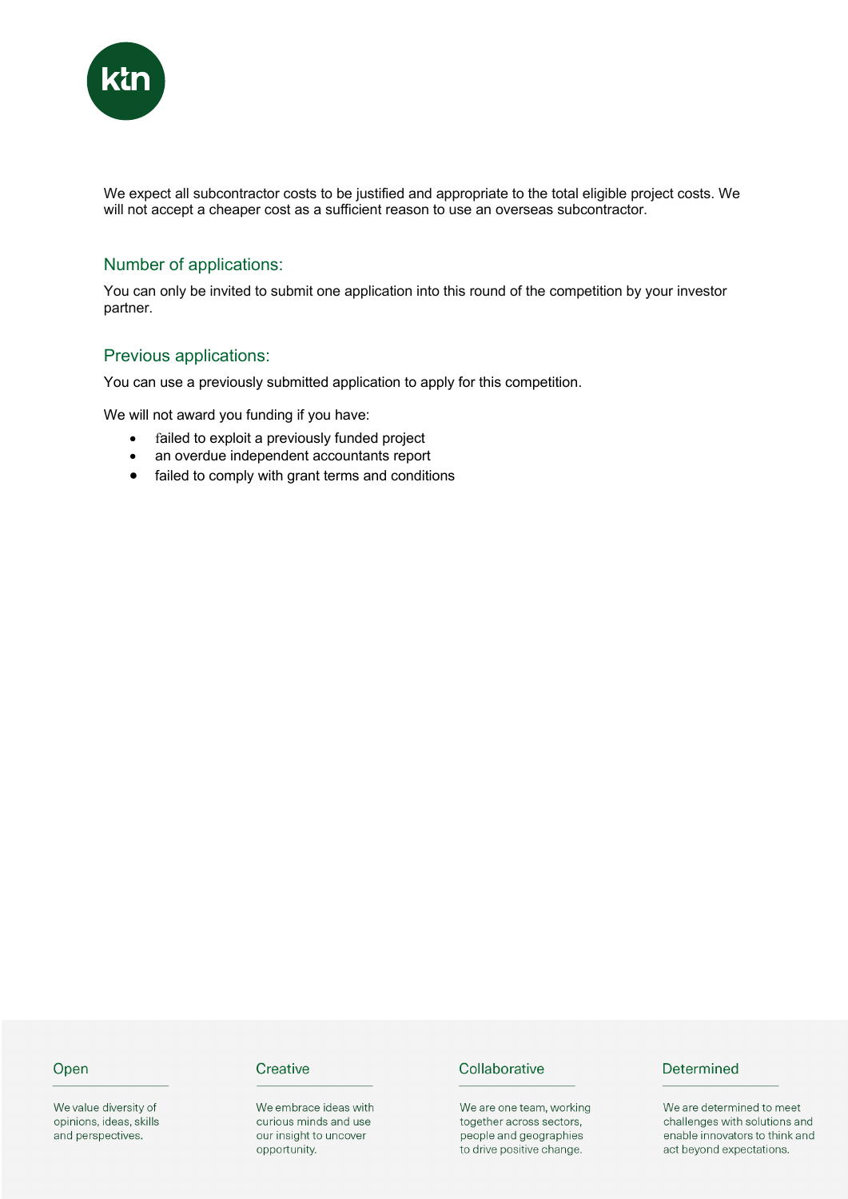We expect all subcontractor costs to be justified and appropriate to the total eligible project costs. We will not accept a cheaper cost as a sufficient reason to use an overseas subcontractor.

## Number of applications:

You can only be invited to submit one application into this round of the competition by your investor partner.

## Previous applications:

You can use a previously submitted application to apply for this competition.

We will not award you funding if you have:

- failed to exploit a previously funded project
- an overdue independent accountants report
- failed to comply with grant terms and conditions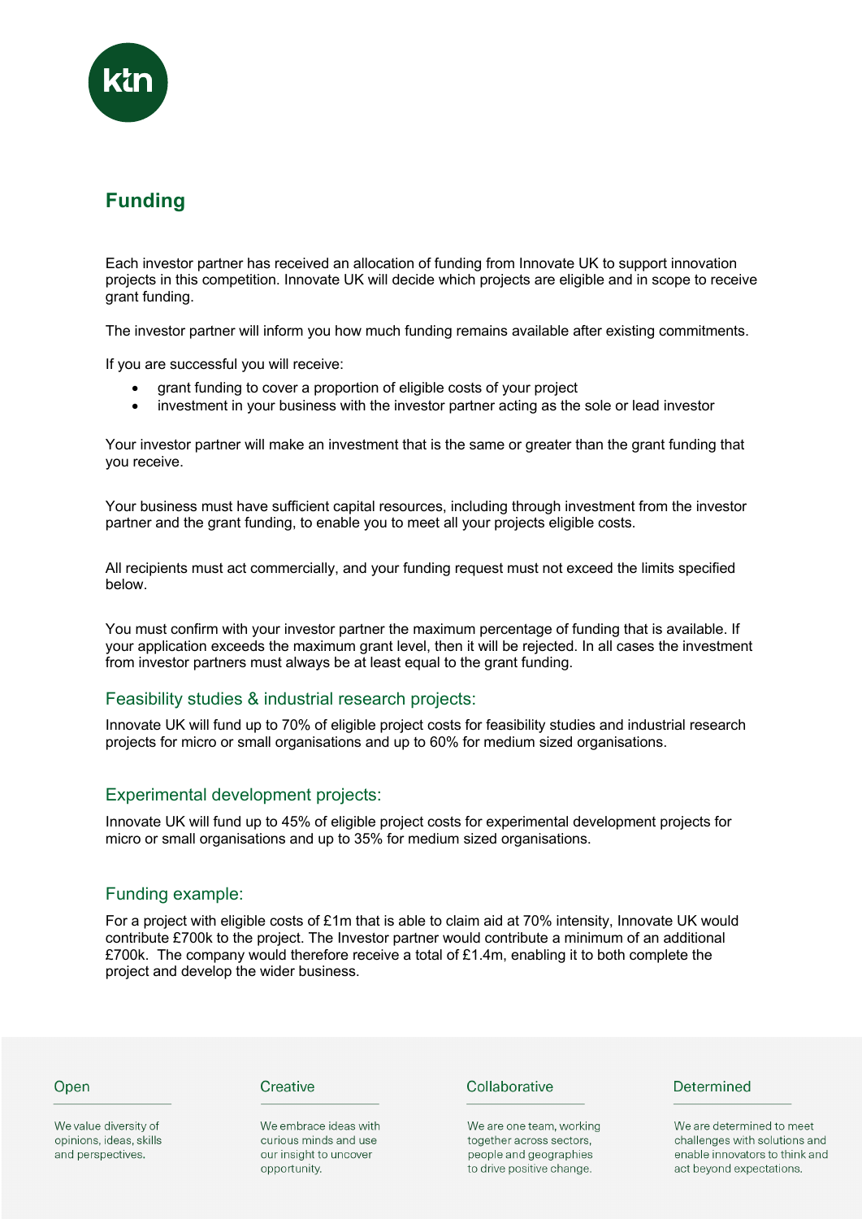## Funding

Each investor partner has received an allocation of funding from Innovate UK to support innovation projects in this competition. Innovate UK will decide which projects are eligible and in scope to receive grant funding.

The investor partner will inform you how much funding remains available after existing commitments.

If you are successful you will receive:

- grant funding to cover a proportion of eligible costs of your project
- investment in your business with the investor partner acting as the sole or lead investor

Your investor partner will make an investment that is the same or greater than the grant funding that you receive.

Your business must have sufficient capital resources, including through investment from the investor partner and the grant funding, to enable you to meet all your projects eligible costs.

All recipients must act commercially, and your funding request must not exceed the limits specified below.

You must confirm with your investor partner the maximum percentage of funding that is available. If your application exceeds the maximum grant level, then it will be rejected. In all cases the investment from investor partners must always be at least equal to the grant funding.

### Feasibility studies & industrial research projects:

Innovate UK will fund up to 70% of eligible project costs for feasibility studies and industrial research projects for micro or small organisations and up to 60% for medium sized organisations.

### Experimental development projects:

Innovate UK will fund up to 45% of eligible project costs for experimental development projects for micro or small organisations and up to 35% for medium sized organisations.

### Funding example:

For a project with eligible costs of £1m that is able to claim aid at 70% intensity, Innovate UK would contribute £700k to the project. The Investor partner would contribute a minimum of an additional £700k. The company would therefore receive a total of £1.4m, enabling it to both complete the project and develop the wider business.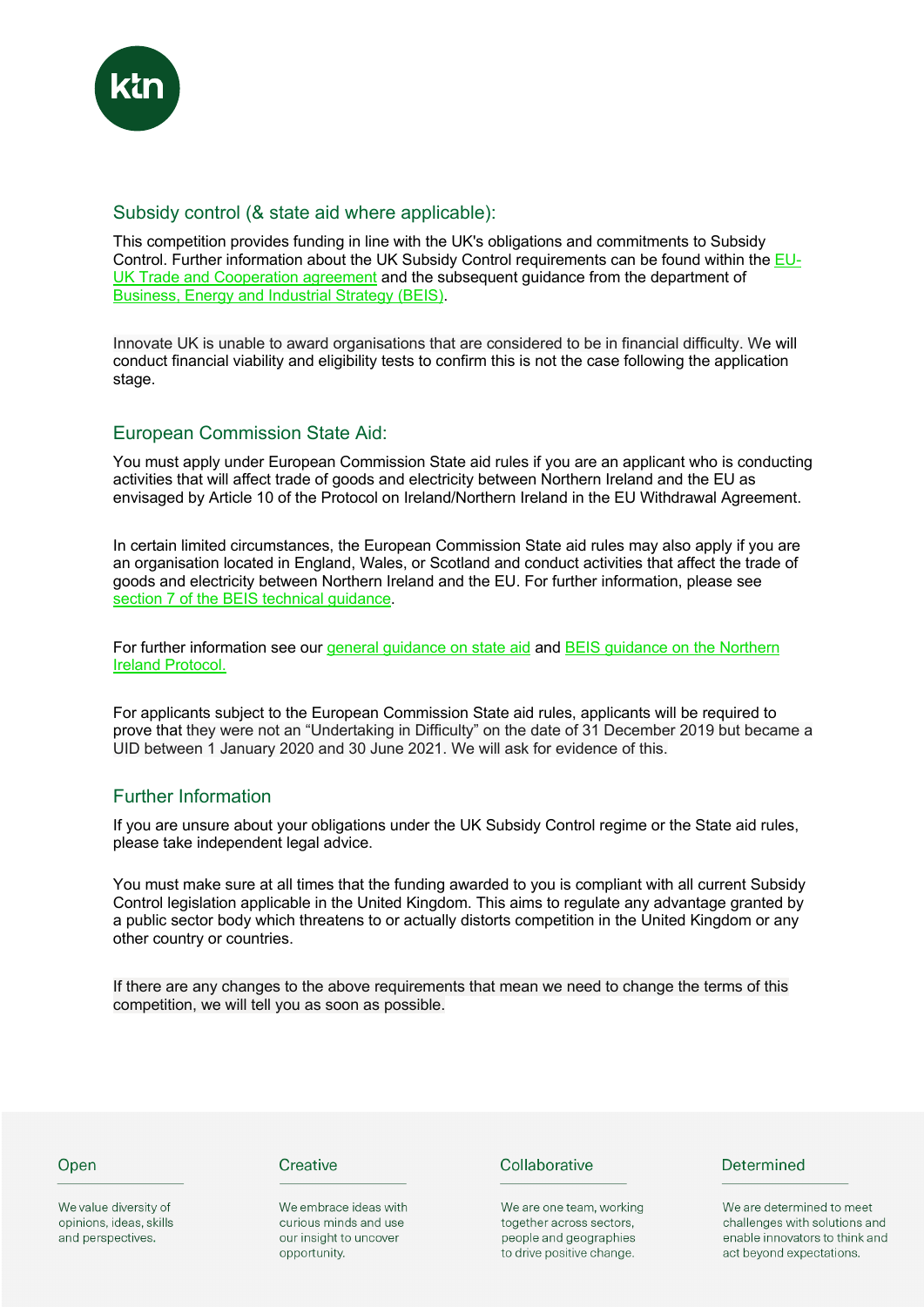## Subsidy control (& state aid where applicable):

This competition provides funding in line with the UK's obligations and commitments to Subsidy Control. Further information about the UK Subsidy Control requirements can be found within the EU-UK Trade and Cooperation agreement and the subsequent guidance from the department of Business, Energy and Industrial Strategy (BEIS).

Innovate UK is unable to award organisations that are considered to be in financial difficulty. We will conduct financial viability and eligibility tests to confirm this is not the case following the application stage.

## European Commission State Aid:

You must apply under European Commission State aid rules if you are an applicant who is conducting activities that will affect trade of goods and electricity between Northern Ireland and the EU as envisaged by Article 10 of the Protocol on Ireland/Northern Ireland in the EU Withdrawal Agreement.

In certain limited circumstances, the European Commission State aid rules may also apply if you are an organisation located in England, Wales, or Scotland and conduct activities that affect the trade of goods and electricity between Northern Ireland and the EU. For further information, please see section 7 of the BEIS technical guidance.

For further information see our general guidance on state aid and BEIS guidance on the Northern Ireland Protocol.

For applicants subject to the European Commission State aid rules, applicants will be required to prove that they were not an "Undertaking in Difficulty" on the date of 31 December 2019 but became a UID between 1 January 2020 and 30 June 2021. We will ask for evidence of this.

## Further Information

If you are unsure about your obligations under the UK Subsidy Control regime or the State aid rules, please take independent legal advice.

You must make sure at all times that the funding awarded to you is compliant with all current Subsidy Control legislation applicable in the United Kingdom. This aims to regulate any advantage granted by a public sector body which threatens to or actually distorts competition in the United Kingdom or any other country or countries.

If there are any changes to the above requirements that mean we need to change the terms of this competition, we will tell you as soon as possible.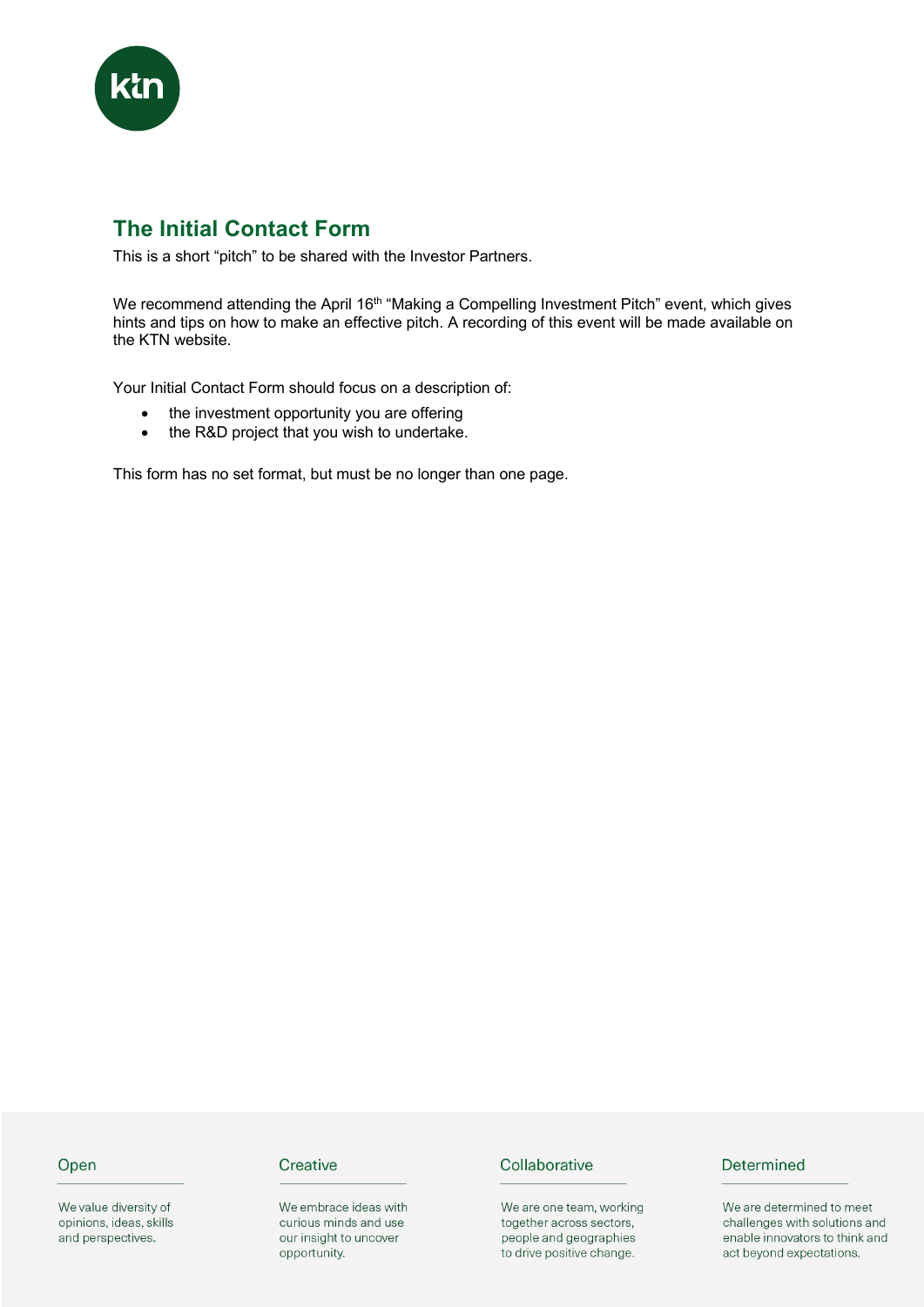## The Initial Contact Form

This is a short "pitch" to be shared with the Investor Partners.

We recommend attending the April 16th "Making a Compelling Investment Pitch" event, which gives hints and tips on how to make an effective pitch. A recording of this event will be made available on the KTN website.

Your Initial Contact Form should focus on a description of:

- the investment opportunity you are offering
- the R&D project that you wish to undertake.

This form has no set format, but must be no longer than one page.

Open

We value diversity of opinions, ideas, skills and perspectives.

Creative

We embrace ideas with curious minds and use our insight to uncover opportunity.

Collaborative

We are one team, working together across sectors, people and geographies to drive positive change.

Determined

We are determined to meet challenges with solutions and enable innovators to think and act beyond expectations.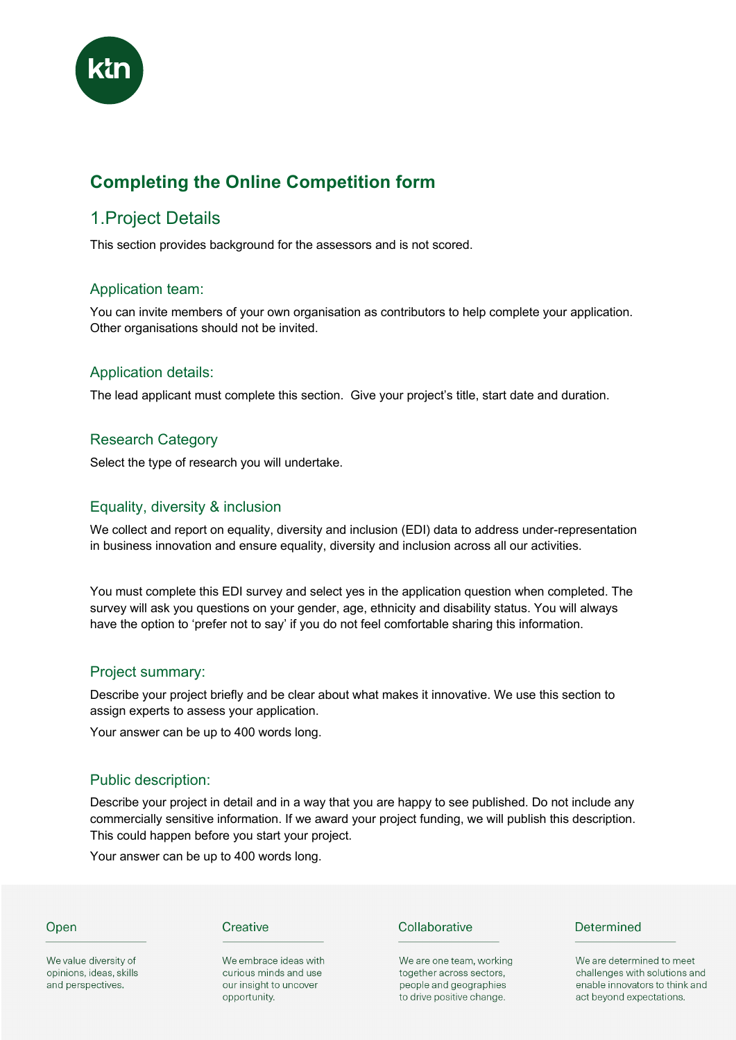## Completing the Online Competition form

### 1.Project Details

This section provides background for the assessors and is not scored.

#### Application team:

You can invite members of your own organisation as contributors to help complete your application. Other organisations should not be invited.

#### Application details:

The lead applicant must complete this section. Give your project's title, start date and duration.

#### Research Category

Select the type of research you will undertake.

#### Equality, diversity & inclusion

We collect and report on equality, diversity and inclusion (EDI) data to address under-representation in business innovation and ensure equality, diversity and inclusion across all our activities.

You must complete this EDI survey and select yes in the application question when completed. The survey will ask you questions on your gender, age, ethnicity and disability status. You will always have the option to 'prefer not to say' if you do not feel comfortable sharing this information.

#### Project summary:

Describe your project briefly and be clear about what makes it innovative. We use this section to assign experts to assess your application.

Your answer can be up to 400 words long.

#### Public description:

Describe your project in detail and in a way that you are happy to see published. Do not include any commercially sensitive information. If we award your project funding, we will publish this description. This could happen before you start your project.

Your answer can be up to 400 words long.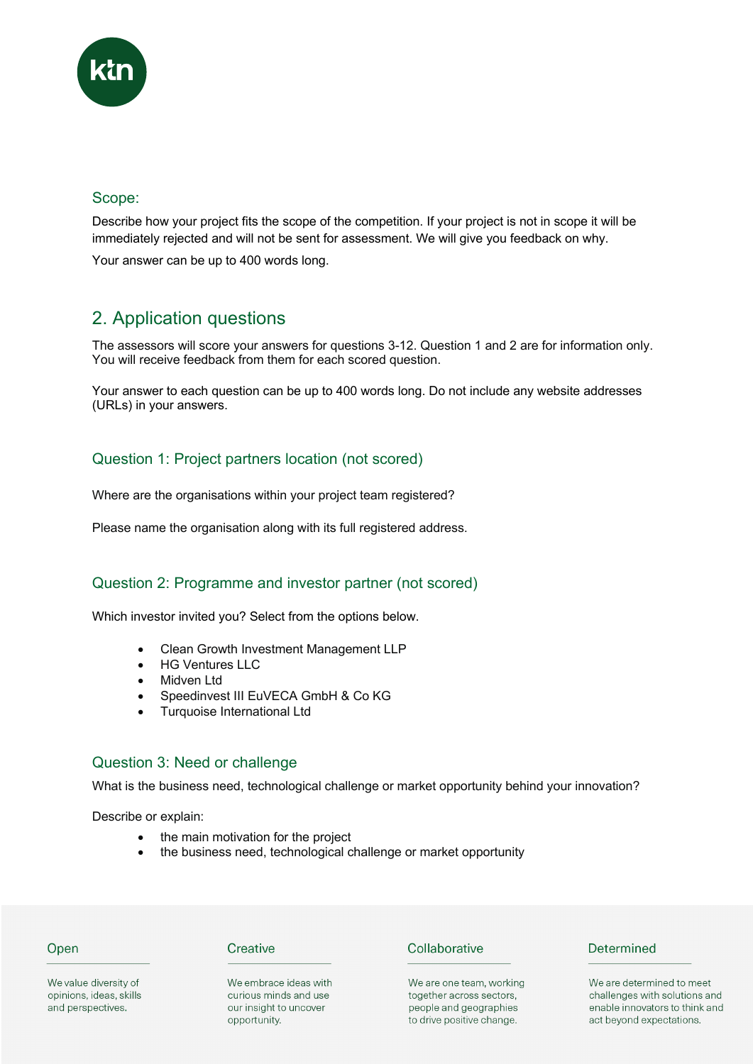### Scope:

Describe how your project fits the scope of the competition. If your project is not in scope it will be immediately rejected and will not be sent for assessment. We will give you feedback on why.

Your answer can be up to 400 words long.

## 2. Application questions

The assessors will score your answers for questions 3-12. Question 1 and 2 are for information only. You will receive feedback from them for each scored question.

Your answer to each question can be up to 400 words long. Do not include any website addresses (URLs) in your answers.

### Question 1: Project partners location (not scored)

Where are the organisations within your project team registered?

Please name the organisation along with its full registered address.

### Question 2: Programme and investor partner (not scored)

Which investor invited you? Select from the options below.

- Clean Growth Investment Management LLP
- HG Ventures LLC
- Midven Ltd
- Speedinvest III EuVECA GmbH & Co KG
- Turquoise International Ltd

### Question 3: Need or challenge

What is the business need, technological challenge or market opportunity behind your innovation?

Describe or explain:

- the main motivation for the project
- the business need, technological challenge or market opportunity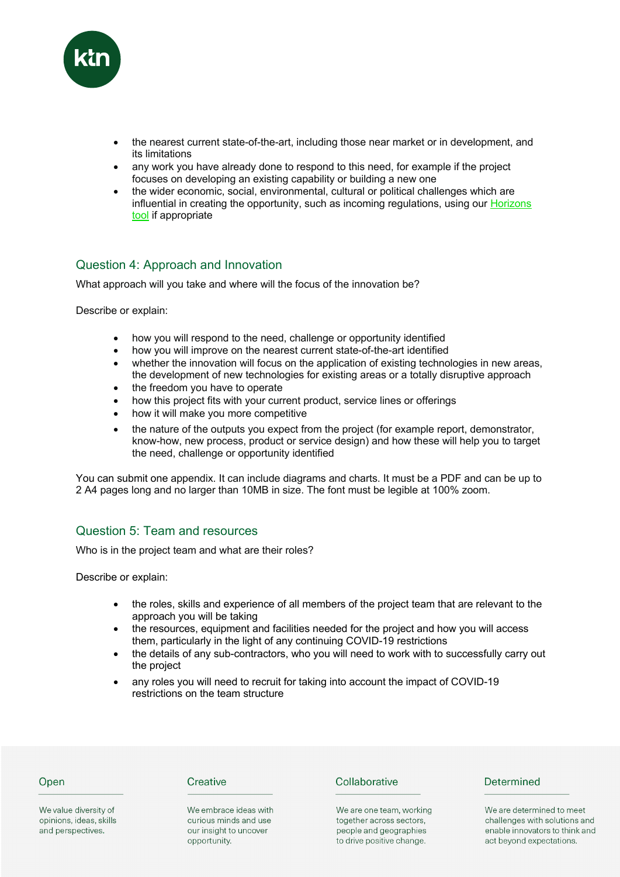- the nearest current state-of-the-art, including those near market or in development, and its limitations
- any work you have already done to respond to this need, for example if the project focuses on developing an existing capability or building a new one
- the wider economic, social, environmental, cultural or political challenges which are influential in creating the opportunity, such as incoming regulations, using our [Horizons tool]() if appropriate

## Question 4: Approach and Innovation

What approach will you take and where will the focus of the innovation be?

Describe or explain:

- how you will respond to the need, challenge or opportunity identified
- how you will improve on the nearest current state-of-the-art identified
- whether the innovation will focus on the application of existing technologies in new areas, the development of new technologies for existing areas or a totally disruptive approach
- the freedom you have to operate
- how this project fits with your current product, service lines or offerings
- how it will make you more competitive
- the nature of the outputs you expect from the project (for example report, demonstrator, know-how, new process, product or service design) and how these will help you to target the need, challenge or opportunity identified

You can submit one appendix. It can include diagrams and charts. It must be a PDF and can be up to 2 A4 pages long and no larger than 10MB in size. The font must be legible at 100% zoom.

## Question 5: Team and resources

Who is in the project team and what are their roles?

Describe or explain:

- the roles, skills and experience of all members of the project team that are relevant to the approach you will be taking
- the resources, equipment and facilities needed for the project and how you will access them, particularly in the light of any continuing COVID-19 restrictions
- the details of any sub-contractors, who you will need to work with to successfully carry out the project
- any roles you will need to recruit for taking into account the impact of COVID-19 restrictions on the team structure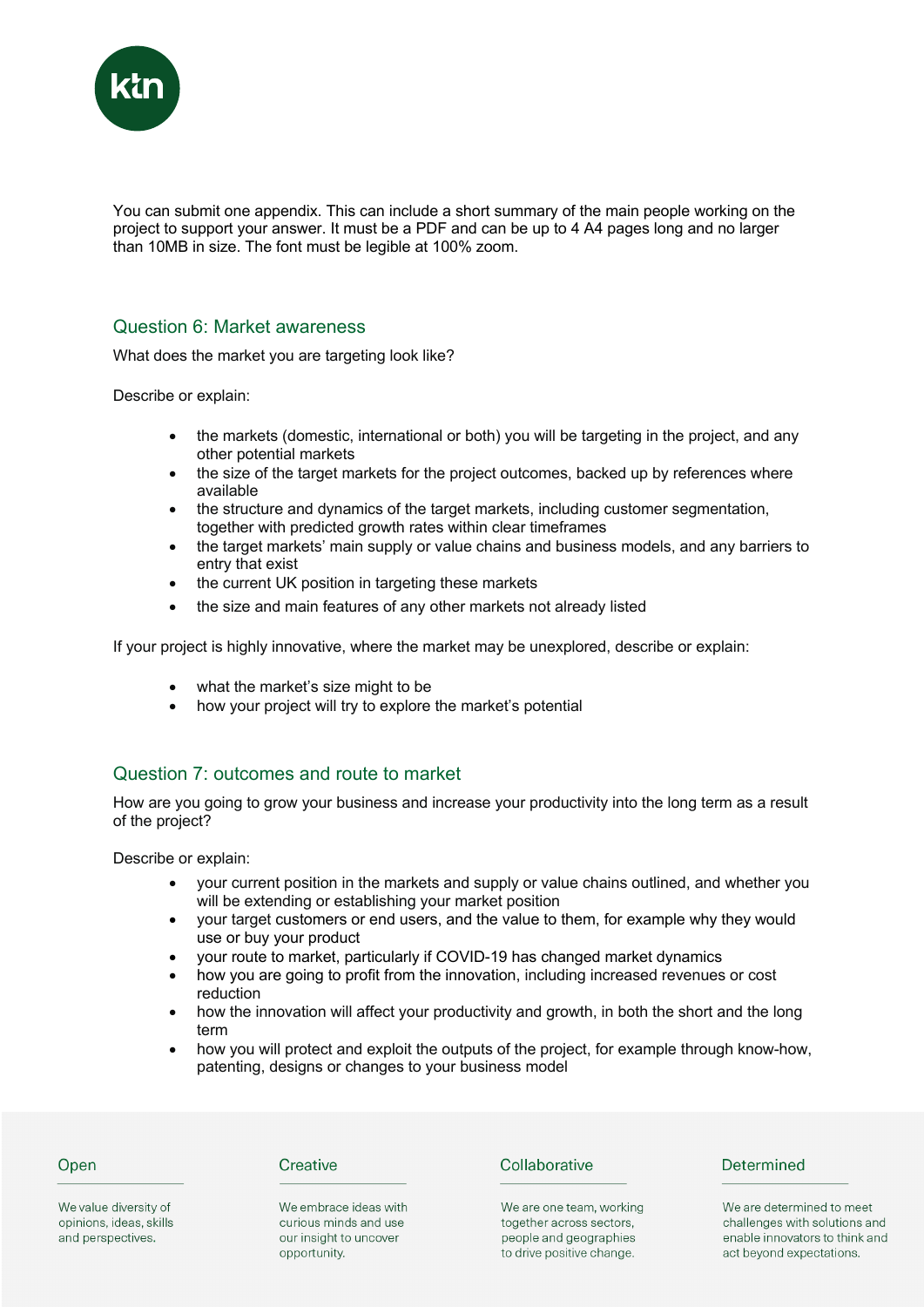You can submit one appendix. This can include a short summary of the main people working on the project to support your answer. It must be a PDF and can be up to 4 A4 pages long and no larger than 10MB in size. The font must be legible at 100% zoom.

## Question 6: Market awareness

What does the market you are targeting look like?

Describe or explain:

- the markets (domestic, international or both) you will be targeting in the project, and any other potential markets
- the size of the target markets for the project outcomes, backed up by references where available
- the structure and dynamics of the target markets, including customer segmentation, together with predicted growth rates within clear timeframes
- the target markets' main supply or value chains and business models, and any barriers to entry that exist
- the current UK position in targeting these markets
- the size and main features of any other markets not already listed

If your project is highly innovative, where the market may be unexplored, describe or explain:

- what the market's size might to be
- how your project will try to explore the market's potential

## Question 7: outcomes and route to market

How are you going to grow your business and increase your productivity into the long term as a result of the project?

Describe or explain:

- your current position in the markets and supply or value chains outlined, and whether you will be extending or establishing your market position
- your target customers or end users, and the value to them, for example why they would use or buy your product
- your route to market, particularly if COVID-19 has changed market dynamics
- how you are going to profit from the innovation, including increased revenues or cost reduction
- how the innovation will affect your productivity and growth, in both the short and the long term
- how you will protect and exploit the outputs of the project, for example through know-how, patenting, designs or changes to your business model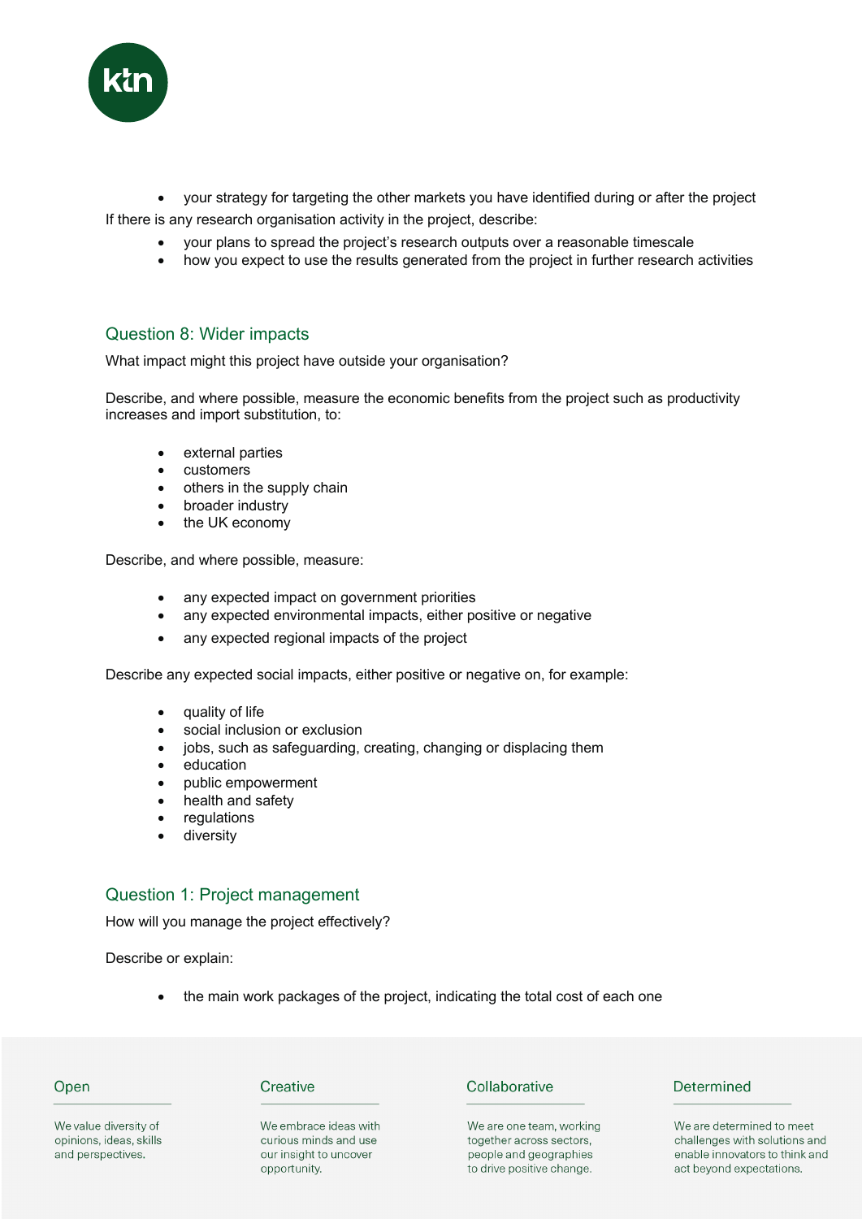- your strategy for targeting the other markets you have identified during or after the project

If there is any research organisation activity in the project, describe:

- your plans to spread the project's research outputs over a reasonable timescale
- how you expect to use the results generated from the project in further research activities

## Question 8: Wider impacts

What impact might this project have outside your organisation?

Describe, and where possible, measure the economic benefits from the project such as productivity increases and import substitution, to:

- external parties
- customers
- others in the supply chain
- broader industry
- the UK economy

Describe, and where possible, measure:

- any expected impact on government priorities
- any expected environmental impacts, either positive or negative
- any expected regional impacts of the project

Describe any expected social impacts, either positive or negative on, for example:

- quality of life
- social inclusion or exclusion
- jobs, such as safeguarding, creating, changing or displacing them
- education
- public empowerment
- health and safety
- regulations
- diversity

## Question 1: Project management

How will you manage the project effectively?

Describe or explain:

- the main work packages of the project, indicating the total cost of each one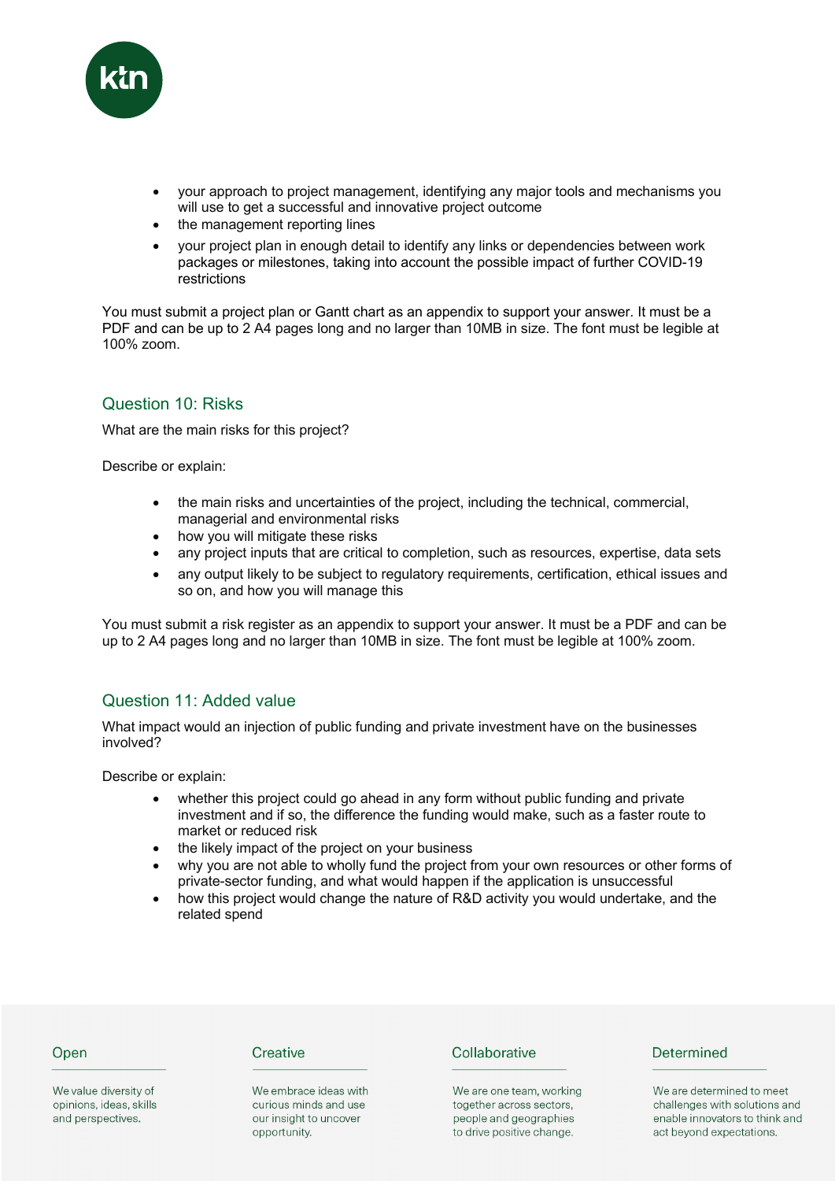- your approach to project management, identifying any major tools and mechanisms you will use to get a successful and innovative project outcome
- the management reporting lines
- your project plan in enough detail to identify any links or dependencies between work packages or milestones, taking into account the possible impact of further COVID-19 restrictions

You must submit a project plan or Gantt chart as an appendix to support your answer. It must be a PDF and can be up to 2 A4 pages long and no larger than 10MB in size. The font must be legible at 100% zoom.

## Question 10: Risks

What are the main risks for this project?

Describe or explain:

- the main risks and uncertainties of the project, including the technical, commercial, managerial and environmental risks
- how you will mitigate these risks
- any project inputs that are critical to completion, such as resources, expertise, data sets
- any output likely to be subject to regulatory requirements, certification, ethical issues and so on, and how you will manage this

You must submit a risk register as an appendix to support your answer. It must be a PDF and can be up to 2 A4 pages long and no larger than 10MB in size. The font must be legible at 100% zoom.

## Question 11: Added value

What impact would an injection of public funding and private investment have on the businesses involved?

Describe or explain:

- whether this project could go ahead in any form without public funding and private investment and if so, the difference the funding would make, such as a faster route to market or reduced risk
- the likely impact of the project on your business
- why you are not able to wholly fund the project from your own resources or other forms of private-sector funding, and what would happen if the application is unsuccessful
- how this project would change the nature of R&D activity you would undertake, and the related spend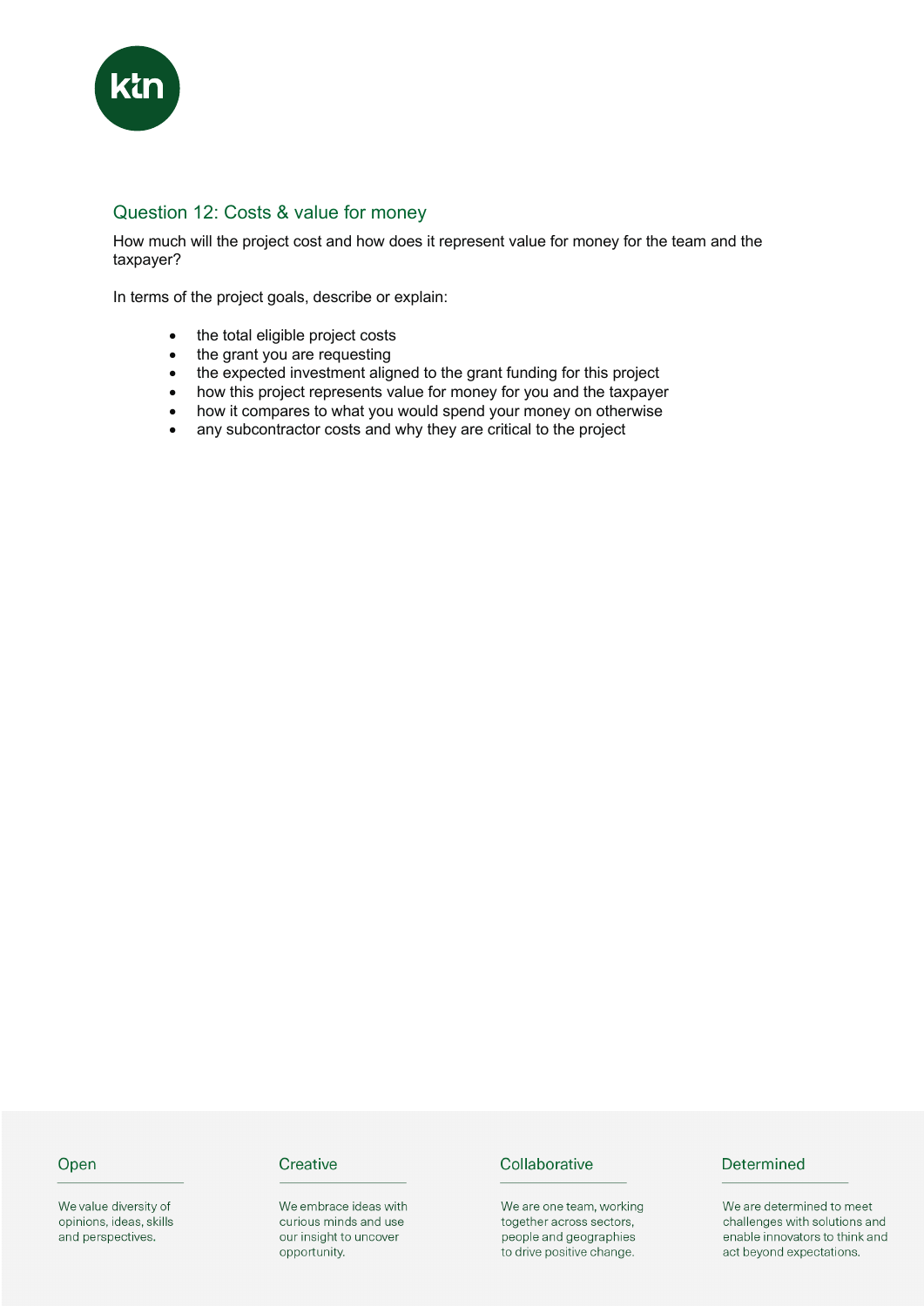## Question 12: Costs & value for money

How much will the project cost and how does it represent value for money for the team and the taxpayer?

In terms of the project goals, describe or explain:

- the total eligible project costs
- the grant you are requesting
- the expected investment aligned to the grant funding for this project
- how this project represents value for money for you and the taxpayer
- how it compares to what you would spend your money on otherwise
- any subcontractor costs and why they are critical to the project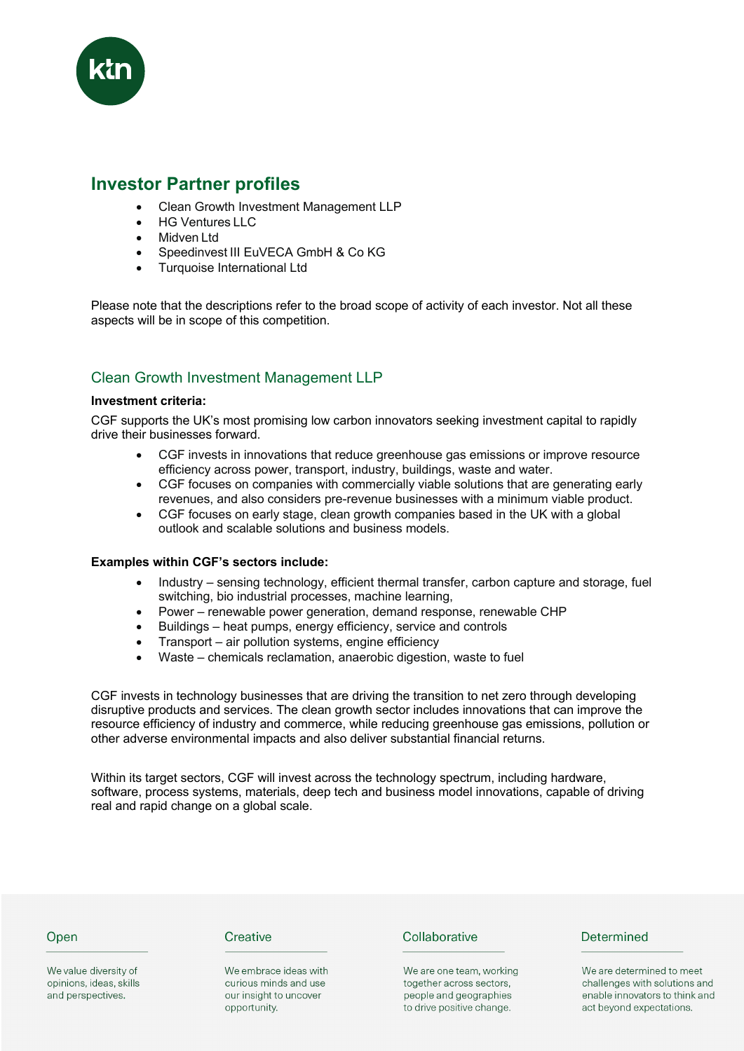## Investor Partner profiles

- Clean Growth Investment Management LLP
- HG Ventures LLC
- Midven Ltd
- Speedinvest III EuVECA GmbH & Co KG
- Turquoise International Ltd

Please note that the descriptions refer to the broad scope of activity of each investor. Not all these aspects will be in scope of this competition.

### Clean Growth Investment Management LLP

**Investment criteria:**

CGF supports the UK's most promising low carbon innovators seeking investment capital to rapidly drive their businesses forward.

- CGF invests in innovations that reduce greenhouse gas emissions or improve resource efficiency across power, transport, industry, buildings, waste and water.
- CGF focuses on companies with commercially viable solutions that are generating early revenues, and also considers pre-revenue businesses with a minimum viable product.
- CGF focuses on early stage, clean growth companies based in the UK with a global outlook and scalable solutions and business models.

**Examples within CGF's sectors include:**

- Industry – sensing technology, efficient thermal transfer, carbon capture and storage, fuel switching, bio industrial processes, machine learning,
- Power – renewable power generation, demand response, renewable CHP
- Buildings – heat pumps, energy efficiency, service and controls
- Transport – air pollution systems, engine efficiency
- Waste – chemicals reclamation, anaerobic digestion, waste to fuel

CGF invests in technology businesses that are driving the transition to net zero through developing disruptive products and services. The clean growth sector includes innovations that can improve the resource efficiency of industry and commerce, while reducing greenhouse gas emissions, pollution or other adverse environmental impacts and also deliver substantial financial returns.

Within its target sectors, CGF will invest across the technology spectrum, including hardware, software, process systems, materials, deep tech and business model innovations, capable of driving real and rapid change on a global scale.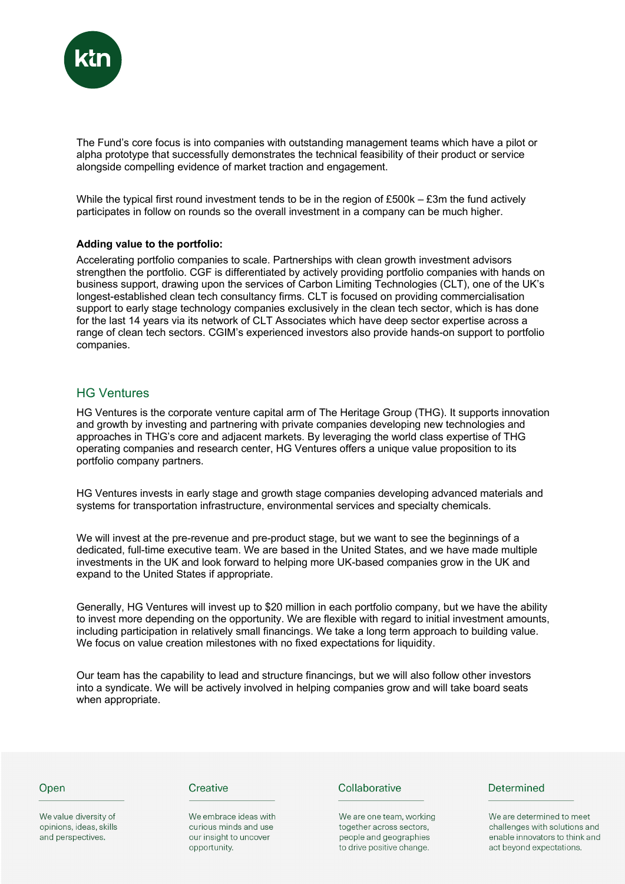The Fund's core focus is into companies with outstanding management teams which have a pilot or alpha prototype that successfully demonstrates the technical feasibility of their product or service alongside compelling evidence of market traction and engagement.

While the typical first round investment tends to be in the region of £500k – £3m the fund actively participates in follow on rounds so the overall investment in a company can be much higher.

**Adding value to the portfolio:**

Accelerating portfolio companies to scale. Partnerships with clean growth investment advisors strengthen the portfolio. CGF is differentiated by actively providing portfolio companies with hands on business support, drawing upon the services of Carbon Limiting Technologies (CLT), one of the UK's longest-established clean tech consultancy firms. CLT is focused on providing commercialisation support to early stage technology companies exclusively in the clean tech sector, which is has done for the last 14 years via its network of CLT Associates which have deep sector expertise across a range of clean tech sectors. CGIM's experienced investors also provide hands-on support to portfolio companies.

## HG Ventures

HG Ventures is the corporate venture capital arm of The Heritage Group (THG). It supports innovation and growth by investing and partnering with private companies developing new technologies and approaches in THG's core and adjacent markets. By leveraging the world class expertise of THG operating companies and research center, HG Ventures offers a unique value proposition to its portfolio company partners.

HG Ventures invests in early stage and growth stage companies developing advanced materials and systems for transportation infrastructure, environmental services and specialty chemicals.

We will invest at the pre-revenue and pre-product stage, but we want to see the beginnings of a dedicated, full-time executive team. We are based in the United States, and we have made multiple investments in the UK and look forward to helping more UK-based companies grow in the UK and expand to the United States if appropriate.

Generally, HG Ventures will invest up to $20 million in each portfolio company, but we have the ability to invest more depending on the opportunity. We are flexible with regard to initial investment amounts, including participation in relatively small financings. We take a long term approach to building value. We focus on value creation milestones with no fixed expectations for liquidity.

Our team has the capability to lead and structure financings, but we will also follow other investors into a syndicate. We will be actively involved in helping companies grow and will take board seats when appropriate.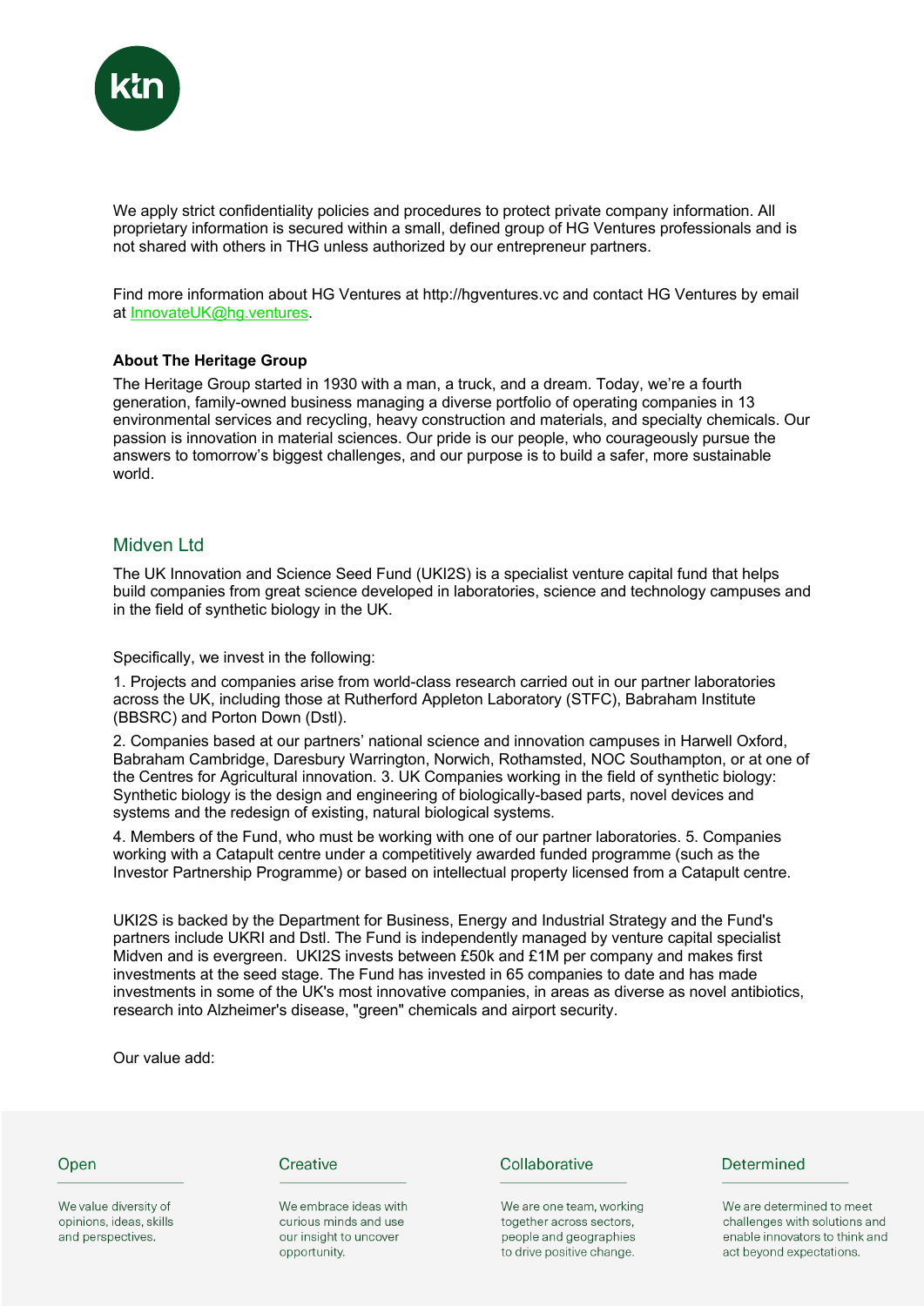We apply strict confidentiality policies and procedures to protect private company information. All proprietary information is secured within a small, defined group of HG Ventures professionals and is not shared with others in THG unless authorized by our entrepreneur partners.

Find more information about HG Ventures at http://hgventures.vc and contact HG Ventures by email at InnovateUK@hg.ventures.

**About The Heritage Group**

The Heritage Group started in 1930 with a man, a truck, and a dream. Today, we're a fourth generation, family-owned business managing a diverse portfolio of operating companies in 13 environmental services and recycling, heavy construction and materials, and specialty chemicals. Our passion is innovation in material sciences. Our pride is our people, who courageously pursue the answers to tomorrow's biggest challenges, and our purpose is to build a safer, more sustainable world.

## Midven Ltd

The UK Innovation and Science Seed Fund (UKI2S) is a specialist venture capital fund that helps build companies from great science developed in laboratories, science and technology campuses and in the field of synthetic biology in the UK.

Specifically, we invest in the following:

1. Projects and companies arise from world-class research carried out in our partner laboratories across the UK, including those at Rutherford Appleton Laboratory (STFC), Babraham Institute (BBSRC) and Porton Down (Dstl).

2. Companies based at our partners' national science and innovation campuses in Harwell Oxford, Babraham Cambridge, Daresbury Warrington, Norwich, Rothamsted, NOC Southampton, or at one of the Centres for Agricultural innovation. 3. UK Companies working in the field of synthetic biology: Synthetic biology is the design and engineering of biologically-based parts, novel devices and systems and the redesign of existing, natural biological systems.

4. Members of the Fund, who must be working with one of our partner laboratories. 5. Companies working with a Catapult centre under a competitively awarded funded programme (such as the Investor Partnership Programme) or based on intellectual property licensed from a Catapult centre.

UKI2S is backed by the Department for Business, Energy and Industrial Strategy and the Fund's partners include UKRI and Dstl. The Fund is independently managed by venture capital specialist Midven and is evergreen. UKI2S invests between £50k and £1M per company and makes first investments at the seed stage. The Fund has invested in 65 companies to date and has made investments in some of the UK's most innovative companies, in areas as diverse as novel antibiotics, research into Alzheimer's disease, "green" chemicals and airport security.

Our value add:

**Open**

We value diversity of opinions, ideas, skills and perspectives.

**Creative**

We embrace ideas with curious minds and use our insight to uncover opportunity.

**Collaborative**

We are one team, working together across sectors, people and geographies to drive positive change.

**Determined**

We are determined to meet challenges with solutions and enable innovators to think and act beyond expectations.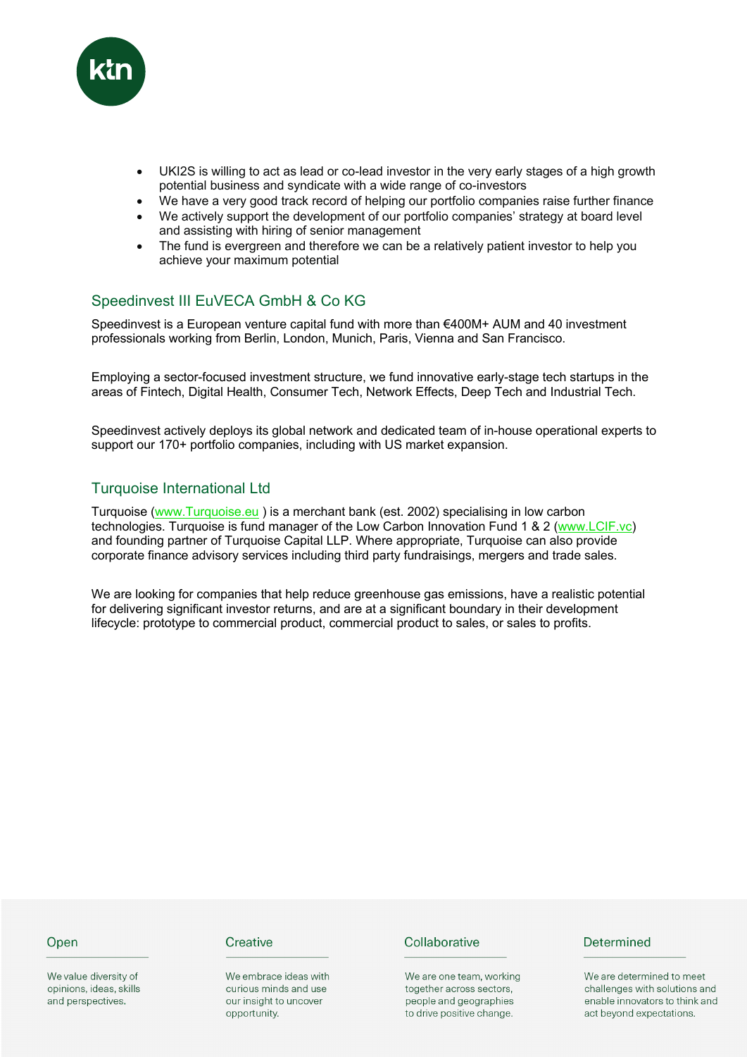- UKI2S is willing to act as lead or co-lead investor in the very early stages of a high growth potential business and syndicate with a wide range of co-investors
- We have a very good track record of helping our portfolio companies raise further finance
- We actively support the development of our portfolio companies' strategy at board level and assisting with hiring of senior management
- The fund is evergreen and therefore we can be a relatively patient investor to help you achieve your maximum potential

## Speedinvest III EuVECA GmbH & Co KG

Speedinvest is a European venture capital fund with more than €400M+ AUM and 40 investment professionals working from Berlin, London, Munich, Paris, Vienna and San Francisco.

Employing a sector-focused investment structure, we fund innovative early-stage tech startups in the areas of Fintech, Digital Health, Consumer Tech, Network Effects, Deep Tech and Industrial Tech.

Speedinvest actively deploys its global network and dedicated team of in-house operational experts to support our 170+ portfolio companies, including with US market expansion.

## Turquoise International Ltd

Turquoise (www.Turquoise.eu ) is a merchant bank (est. 2002) specialising in low carbon technologies. Turquoise is fund manager of the Low Carbon Innovation Fund 1 & 2 (www.LCIF.vc) and founding partner of Turquoise Capital LLP. Where appropriate, Turquoise can also provide corporate finance advisory services including third party fundraisings, mergers and trade sales.

We are looking for companies that help reduce greenhouse gas emissions, have a realistic potential for delivering significant investor returns, and are at a significant boundary in their development lifecycle: prototype to commercial product, commercial product to sales, or sales to profits.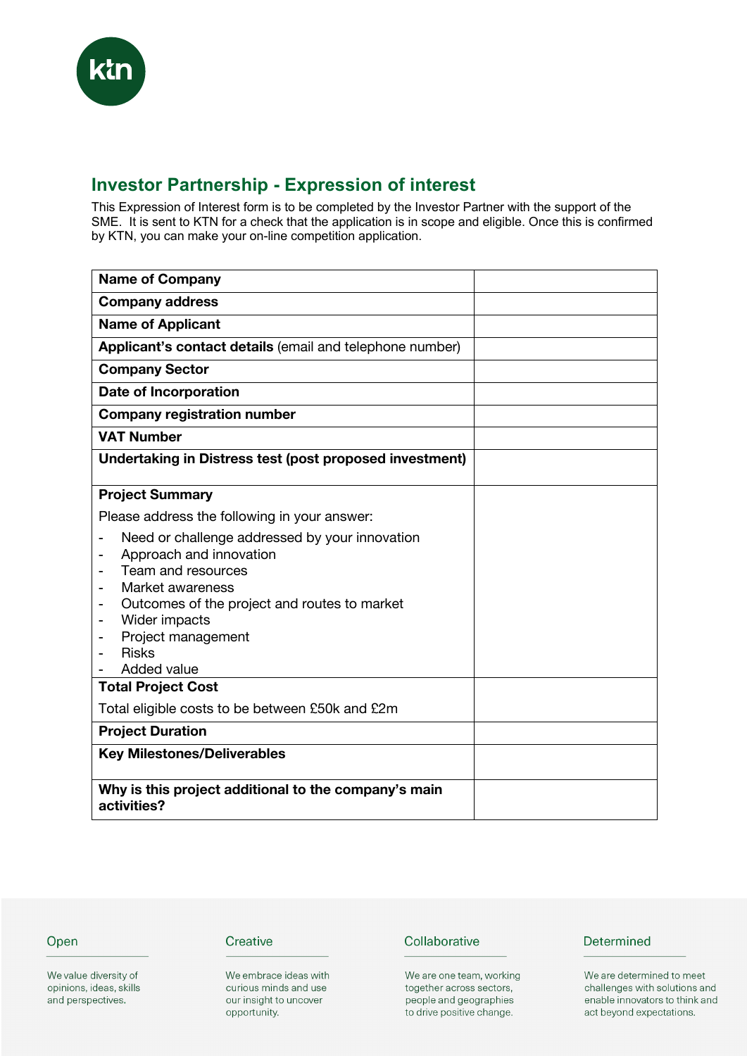## Investor Partnership - Expression of interest

This Expression of Interest form is to be completed by the Investor Partner with the support of the SME. It is sent to KTN for a check that the application is in scope and eligible. Once this is confirmed by KTN, you can make your on-line competition application.

| | |
|---|---|
| **Name of Company** | |
| **Company address** | |
| **Name of Applicant** | |
| **Applicant's contact details** (email and telephone number) | |
| **Company Sector** | |
| **Date of Incorporation** | |
| **Company registration number** | |
| **VAT Number** | |
| **Undertaking in Distress test (post proposed investment)** | |
| **Project Summary**<br>Please address the following in your answer:<br>- Need or challenge addressed by your innovation<br>- Approach and innovation<br>- Team and resources<br>- Market awareness<br>- Outcomes of the project and routes to market<br>- Wider impacts<br>- Project management<br>- Risks<br>- Added value | |
| **Total Project Cost**<br>Total eligible costs to be between £50k and £2m | |
| **Project Duration** | |
| **Key Milestones/Deliverables** | |
| **Why is this project additional to the company's main activities?** | |

Open

We value diversity of opinions, ideas, skills and perspectives.

Creative

We embrace ideas with curious minds and use our insight to uncover opportunity.

Collaborative

We are one team, working together across sectors, people and geographies to drive positive change.

Determined

We are determined to meet challenges with solutions and enable innovators to think and act beyond expectations.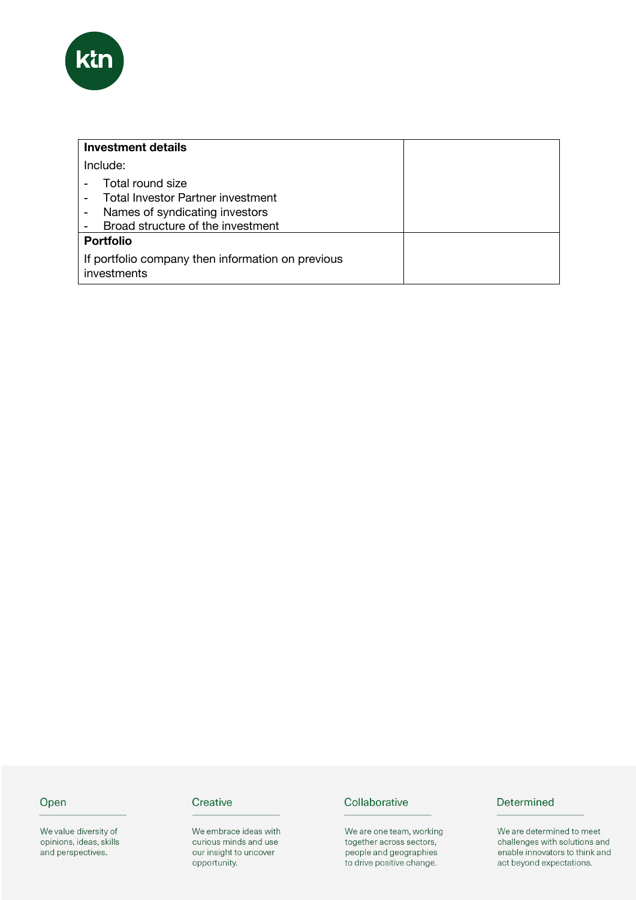| | |
|---|---|
| **Investment details**<br>Include:<br>- Total round size<br>- Total Investor Partner investment<br>- Names of syndicating investors<br>- Broad structure of the investment | |
| **Portfolio**<br>If portfolio company then information on previous investments | |

Open

We value diversity of opinions, ideas, skills and perspectives.

Creative

We embrace ideas with curious minds and use our insight to uncover opportunity.

Collaborative

We are one team, working together across sectors, people and geographies to drive positive change.

Determined

We are determined to meet challenges with solutions and enable innovators to think and act beyond expectations.